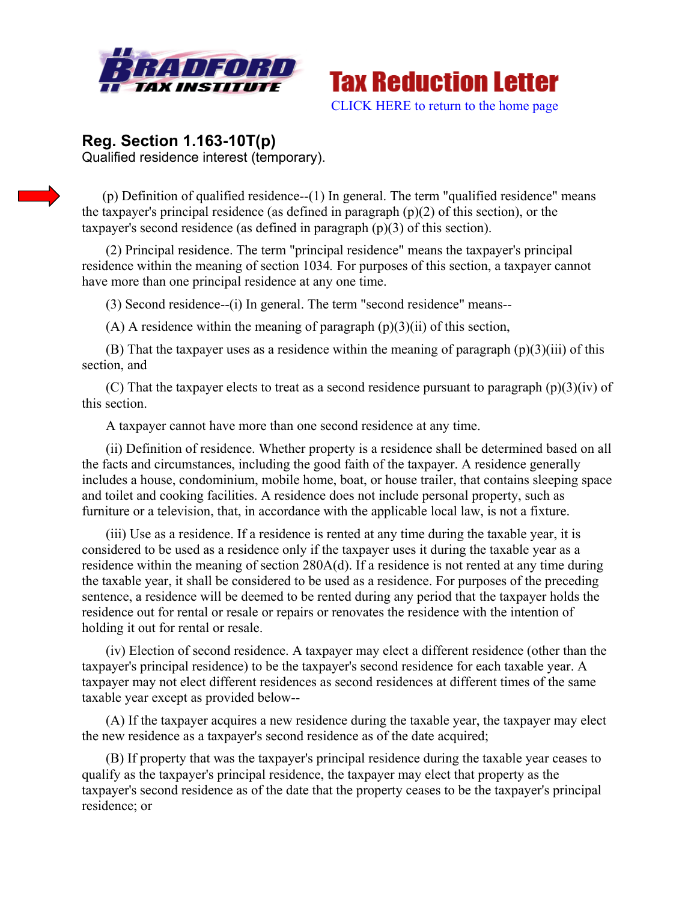Bradford Tax Institute — **Tax Reduction Letter**

CLICK HERE to return to the home page

## Reg. Section 1.163-10T(p)

Qualified residence interest (temporary).

(p) Definition of qualified residence--(1) In general. The term "qualified residence" means the taxpayer's principal residence (as defined in paragraph (p)(2) of this section), or the taxpayer's second residence (as defined in paragraph (p)(3) of this section).

(2) Principal residence. The term "principal residence" means the taxpayer's principal residence within the meaning of section 1034. For purposes of this section, a taxpayer cannot have more than one principal residence at any one time.

(3) Second residence--(i) In general. The term "second residence" means--

(A) A residence within the meaning of paragraph (p)(3)(ii) of this section,

(B) That the taxpayer uses as a residence within the meaning of paragraph (p)(3)(iii) of this section, and

(C) That the taxpayer elects to treat as a second residence pursuant to paragraph (p)(3)(iv) of this section.

A taxpayer cannot have more than one second residence at any time.

(ii) Definition of residence. Whether property is a residence shall be determined based on all the facts and circumstances, including the good faith of the taxpayer. A residence generally includes a house, condominium, mobile home, boat, or house trailer, that contains sleeping space and toilet and cooking facilities. A residence does not include personal property, such as furniture or a television, that, in accordance with the applicable local law, is not a fixture.

(iii) Use as a residence. If a residence is rented at any time during the taxable year, it is considered to be used as a residence only if the taxpayer uses it during the taxable year as a residence within the meaning of section 280A(d). If a residence is not rented at any time during the taxable year, it shall be considered to be used as a residence. For purposes of the preceding sentence, a residence will be deemed to be rented during any period that the taxpayer holds the residence out for rental or resale or repairs or renovates the residence with the intention of holding it out for rental or resale.

(iv) Election of second residence. A taxpayer may elect a different residence (other than the taxpayer's principal residence) to be the taxpayer's second residence for each taxable year. A taxpayer may not elect different residences as second residences at different times of the same taxable year except as provided below--

(A) If the taxpayer acquires a new residence during the taxable year, the taxpayer may elect the new residence as a taxpayer's second residence as of the date acquired;

(B) If property that was the taxpayer's principal residence during the taxable year ceases to qualify as the taxpayer's principal residence, the taxpayer may elect that property as the taxpayer's second residence as of the date that the property ceases to be the taxpayer's principal residence; or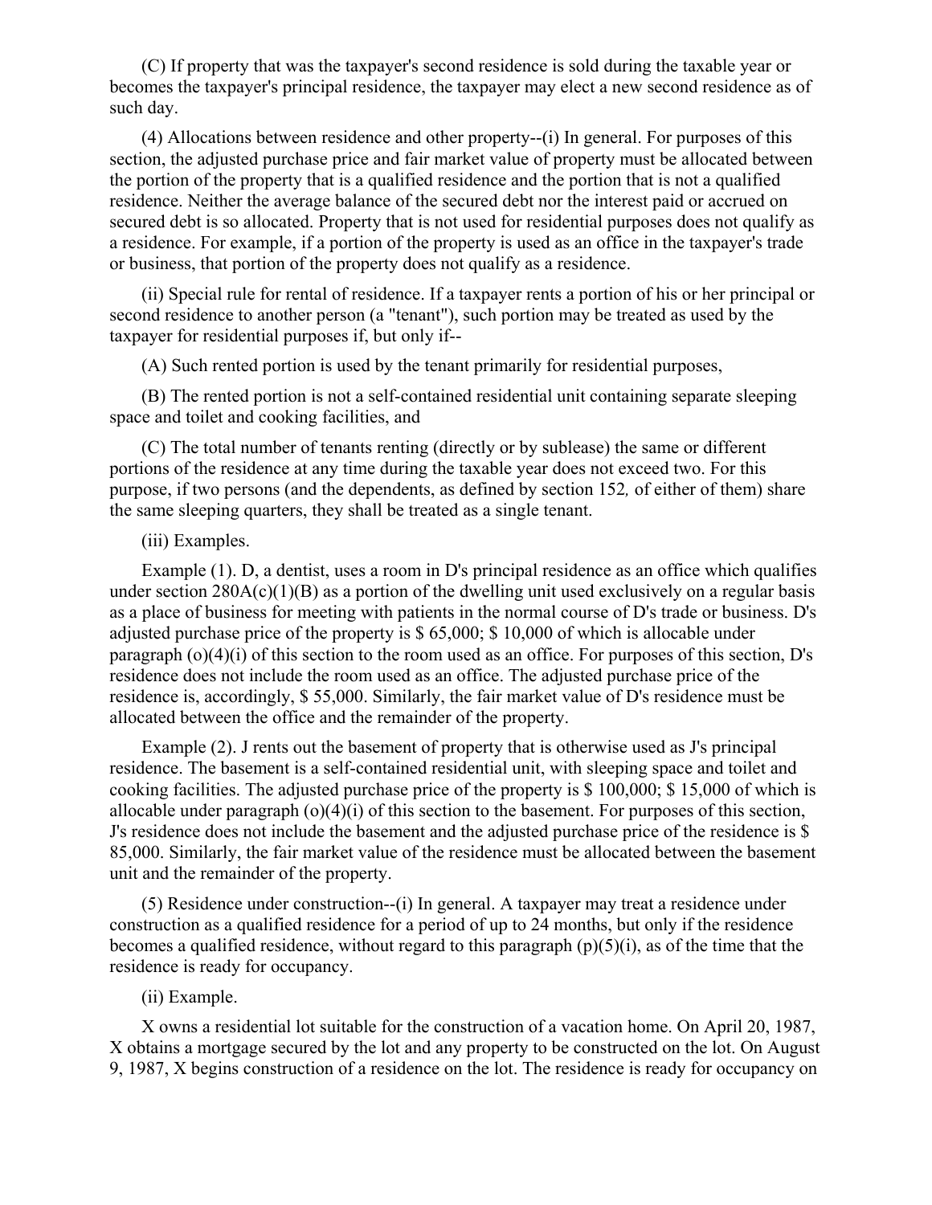(C) If property that was the taxpayer's second residence is sold during the taxable year or becomes the taxpayer's principal residence, the taxpayer may elect a new second residence as of such day.

(4) Allocations between residence and other property--(i) In general. For purposes of this section, the adjusted purchase price and fair market value of property must be allocated between the portion of the property that is a qualified residence and the portion that is not a qualified residence. Neither the average balance of the secured debt nor the interest paid or accrued on secured debt is so allocated. Property that is not used for residential purposes does not qualify as a residence. For example, if a portion of the property is used as an office in the taxpayer's trade or business, that portion of the property does not qualify as a residence.

(ii) Special rule for rental of residence. If a taxpayer rents a portion of his or her principal or second residence to another person (a "tenant"), such portion may be treated as used by the taxpayer for residential purposes if, but only if--

(A) Such rented portion is used by the tenant primarily for residential purposes,

(B) The rented portion is not a self-contained residential unit containing separate sleeping space and toilet and cooking facilities, and

(C) The total number of tenants renting (directly or by sublease) the same or different portions of the residence at any time during the taxable year does not exceed two. For this purpose, if two persons (and the dependents, as defined by section 152*,* of either of them) share the same sleeping quarters, they shall be treated as a single tenant.

(iii) Examples.

Example (1). D, a dentist, uses a room in D's principal residence as an office which qualifies under section 280A(c)(1)(B) as a portion of the dwelling unit used exclusively on a regular basis as a place of business for meeting with patients in the normal course of D's trade or business. D's adjusted purchase price of the property is $ 65,000; $ 10,000 of which is allocable under paragraph (o)(4)(i) of this section to the room used as an office. For purposes of this section, D's residence does not include the room used as an office. The adjusted purchase price of the residence is, accordingly, $ 55,000. Similarly, the fair market value of D's residence must be allocated between the office and the remainder of the property.

Example (2). J rents out the basement of property that is otherwise used as J's principal residence. The basement is a self-contained residential unit, with sleeping space and toilet and cooking facilities. The adjusted purchase price of the property is $ 100,000; $ 15,000 of which is allocable under paragraph (o)(4)(i) of this section to the basement. For purposes of this section, J's residence does not include the basement and the adjusted purchase price of the residence is $ 85,000. Similarly, the fair market value of the residence must be allocated between the basement unit and the remainder of the property.

(5) Residence under construction--(i) In general. A taxpayer may treat a residence under construction as a qualified residence for a period of up to 24 months, but only if the residence becomes a qualified residence, without regard to this paragraph (p)(5)(i), as of the time that the residence is ready for occupancy.

(ii) Example.

X owns a residential lot suitable for the construction of a vacation home. On April 20, 1987, X obtains a mortgage secured by the lot and any property to be constructed on the lot. On August 9, 1987, X begins construction of a residence on the lot. The residence is ready for occupancy on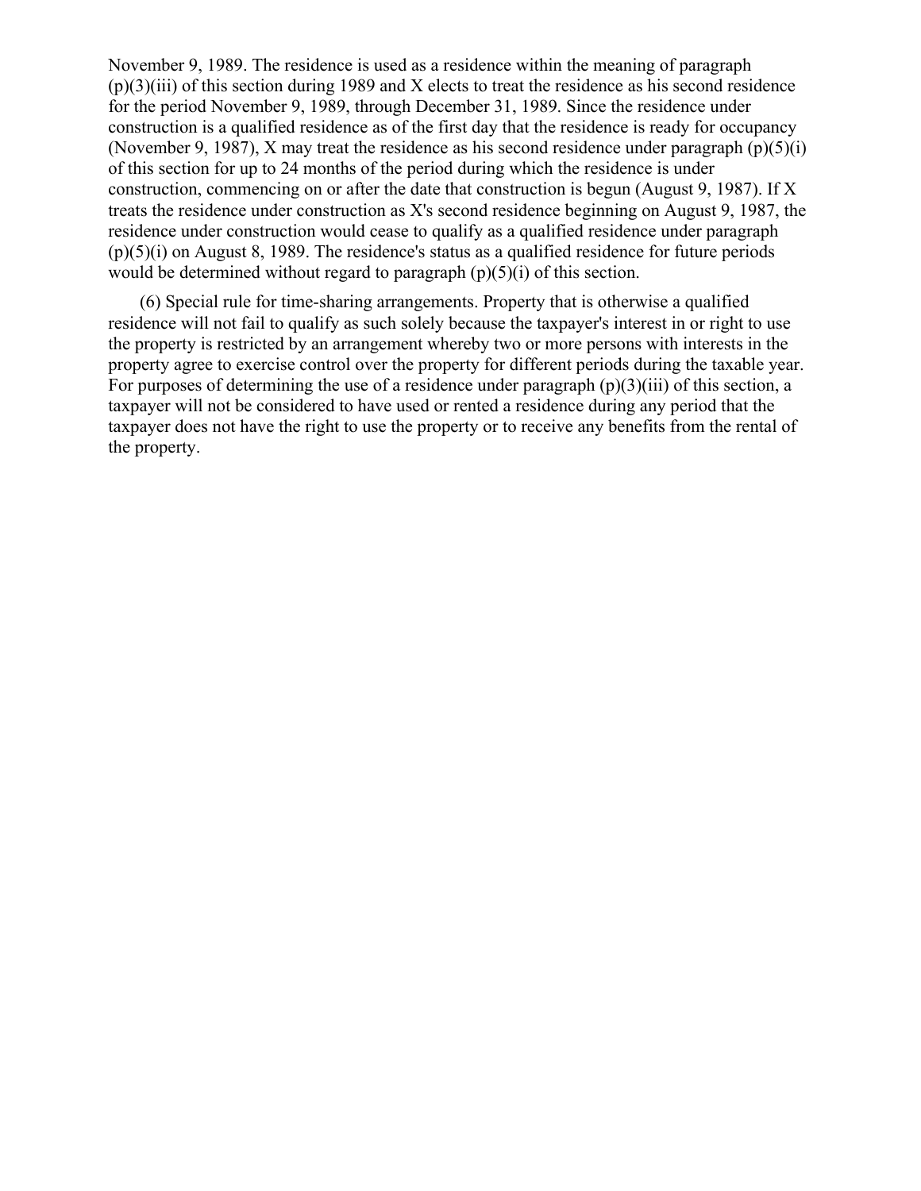November 9, 1989. The residence is used as a residence within the meaning of paragraph (p)(3)(iii) of this section during 1989 and X elects to treat the residence as his second residence for the period November 9, 1989, through December 31, 1989. Since the residence under construction is a qualified residence as of the first day that the residence is ready for occupancy (November 9, 1987), X may treat the residence as his second residence under paragraph (p)(5)(i) of this section for up to 24 months of the period during which the residence is under construction, commencing on or after the date that construction is begun (August 9, 1987). If X treats the residence under construction as X's second residence beginning on August 9, 1987, the residence under construction would cease to qualify as a qualified residence under paragraph (p)(5)(i) on August 8, 1989. The residence's status as a qualified residence for future periods would be determined without regard to paragraph (p)(5)(i) of this section.

(6) Special rule for time-sharing arrangements. Property that is otherwise a qualified residence will not fail to qualify as such solely because the taxpayer's interest in or right to use the property is restricted by an arrangement whereby two or more persons with interests in the property agree to exercise control over the property for different periods during the taxable year. For purposes of determining the use of a residence under paragraph (p)(3)(iii) of this section, a taxpayer will not be considered to have used or rented a residence during any period that the taxpayer does not have the right to use the property or to receive any benefits from the rental of the property.